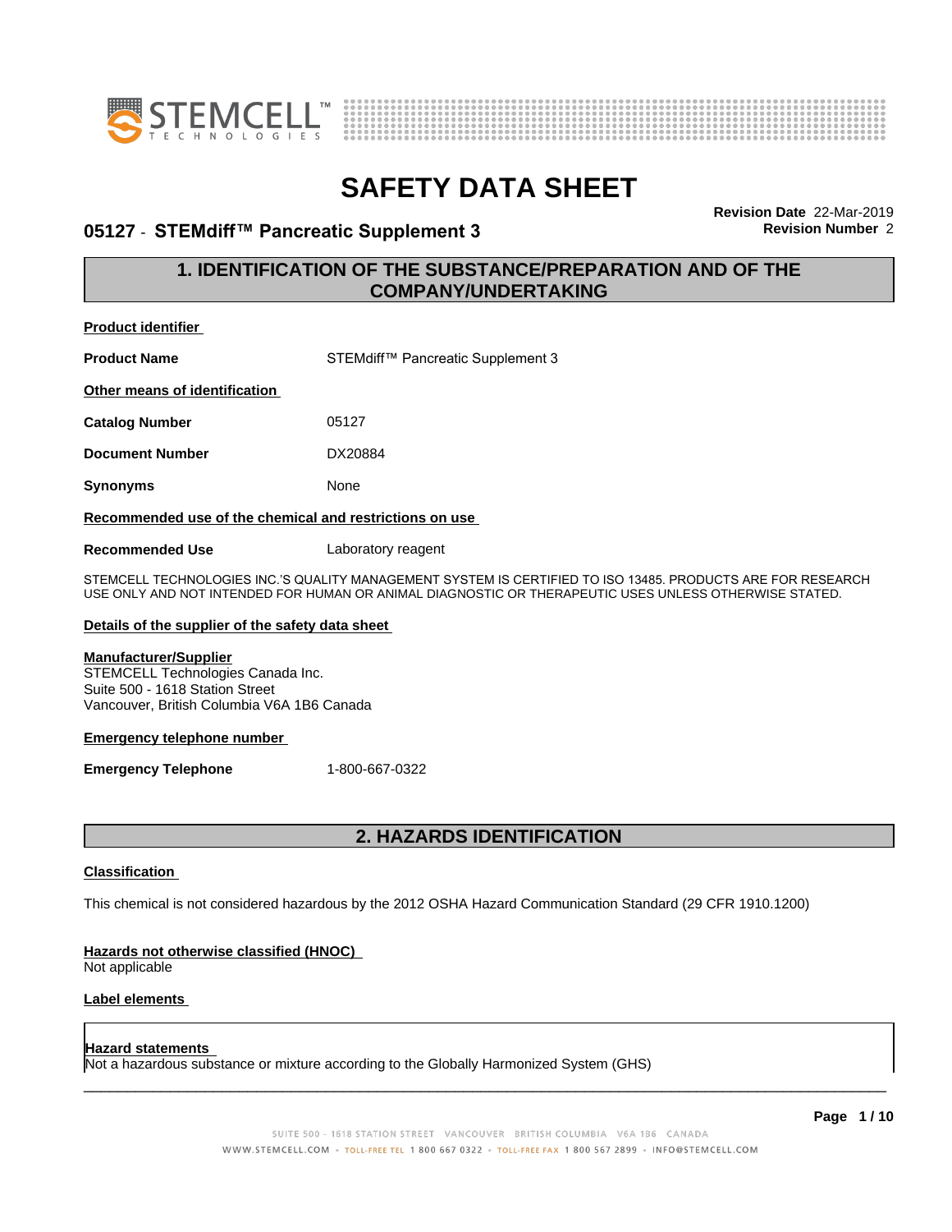# SAFETY DATA SHEET

## 05127 - STEMdiff™ Pancreatic Supplement 3

**Revision Date** 22-Mar-2019
**Revision Number** 2

## 1. IDENTIFICATION OF THE SUBSTANCE/PREPARATION AND OF THE COMPANY/UNDERTAKING

**Product identifier**

**Product Name** STEMdiff™ Pancreatic Supplement 3

**Other means of identification**

**Catalog Number** 05127

**Document Number** DX20884

**Synonyms** None

**Recommended use of the chemical and restrictions on use**

**Recommended Use** Laboratory reagent

STEMCELL TECHNOLOGIES INC.'S QUALITY MANAGEMENT SYSTEM IS CERTIFIED TO ISO 13485. PRODUCTS ARE FOR RESEARCH USE ONLY AND NOT INTENDED FOR HUMAN OR ANIMAL DIAGNOSTIC OR THERAPEUTIC USES UNLESS OTHERWISE STATED.

**Details of the supplier of the safety data sheet**

**Manufacturer/Supplier**
STEMCELL Technologies Canada Inc.
Suite 500 - 1618 Station Street
Vancouver, British Columbia V6A 1B6 Canada

**Emergency telephone number**

**Emergency Telephone** 1-800-667-0322

## 2. HAZARDS IDENTIFICATION

**Classification**

This chemical is not considered hazardous by the 2012 OSHA Hazard Communication Standard (29 CFR 1910.1200)

**Hazards not otherwise classified (HNOC)**
Not applicable

**Label elements**

**Hazard statements**
Not a hazardous substance or mixture according to the Globally Harmonized System (GHS)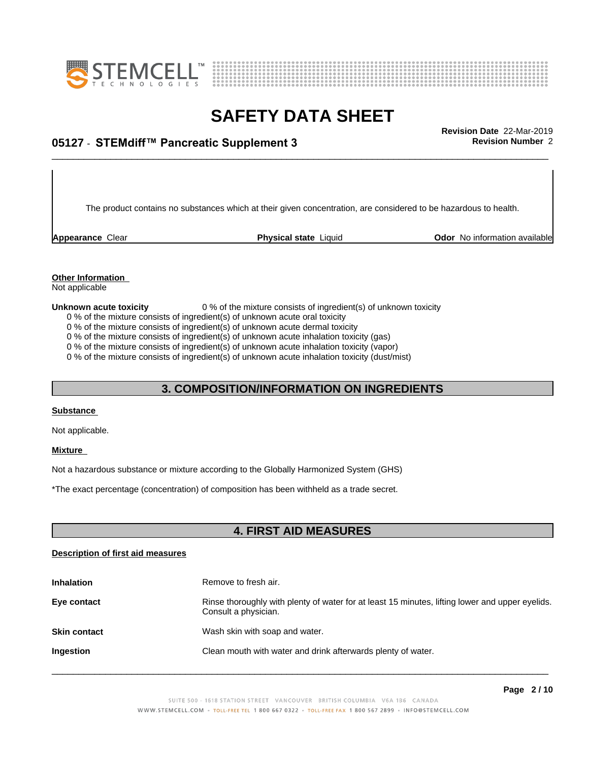The product contains no substances which at their given concentration, are considered to be hazardous to health.

| **Appearance** Clear | **Physical state** Liquid | **Odor** No information available |
|---|---|---|

**Other Information**
Not applicable

**Unknown acute toxicity** 0 % of the mixture consists of ingredient(s) of unknown toxicity

0 % of the mixture consists of ingredient(s) of unknown acute oral toxicity
0 % of the mixture consists of ingredient(s) of unknown acute dermal toxicity
0 % of the mixture consists of ingredient(s) of unknown acute inhalation toxicity (gas)
0 % of the mixture consists of ingredient(s) of unknown acute inhalation toxicity (vapor)
0 % of the mixture consists of ingredient(s) of unknown acute inhalation toxicity (dust/mist)

## 3. COMPOSITION/INFORMATION ON INGREDIENTS

**Substance**

Not applicable.

**Mixture**

Not a hazardous substance or mixture according to the Globally Harmonized System (GHS)

*The exact percentage (concentration) of composition has been withheld as a trade secret.

## 4. FIRST AID MEASURES

**Description of first aid measures**

| | |
|---|---|
| **Inhalation** | Remove to fresh air. |
| **Eye contact** | Rinse thoroughly with plenty of water for at least 15 minutes, lifting lower and upper eyelids. Consult a physician. |
| **Skin contact** | Wash skin with soap and water. |
| **Ingestion** | Clean mouth with water and drink afterwards plenty of water. |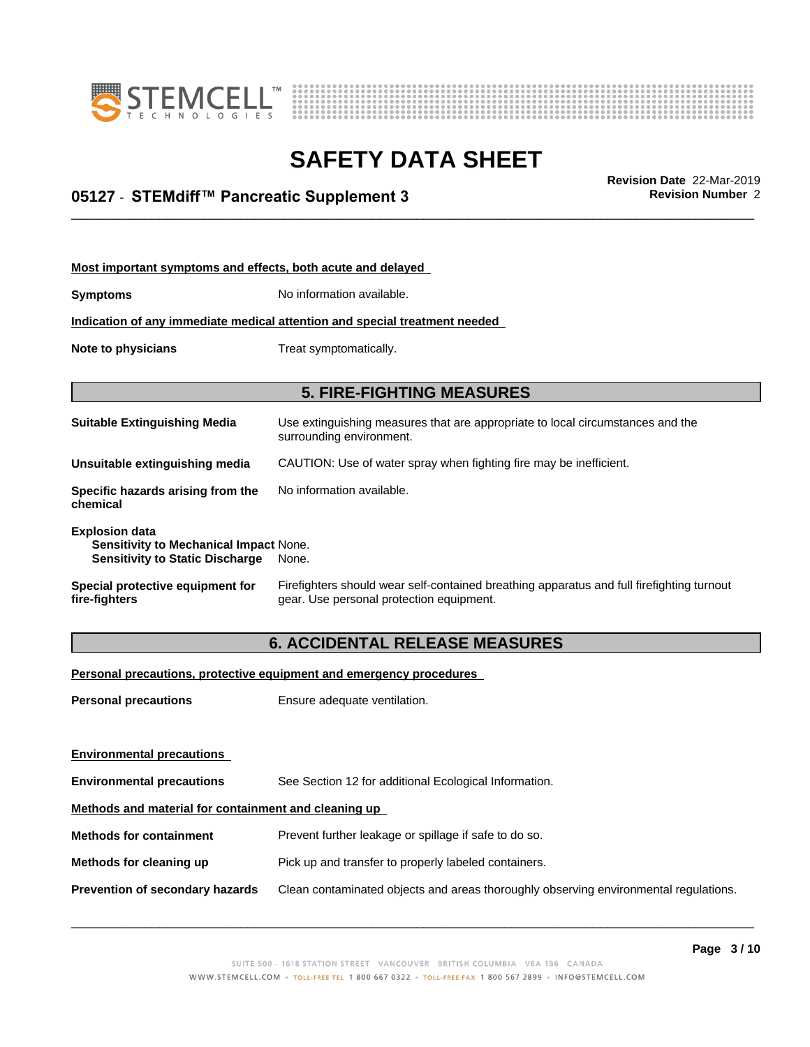**Most important symptoms and effects, both acute and delayed**

**Symptoms** No information available.

**Indication of any immediate medical attention and special treatment needed**

**Note to physicians** Treat symptomatically.

## 5. FIRE-FIGHTING MEASURES

**Suitable Extinguishing Media** Use extinguishing measures that are appropriate to local circumstances and the surrounding environment.

**Unsuitable extinguishing media** CAUTION: Use of water spray when fighting fire may be inefficient.

**Specific hazards arising from the chemical** No information available.

**Explosion data**
**Sensitivity to Mechanical Impact** None.
**Sensitivity to Static Discharge** None.

**Special protective equipment for fire-fighters** Firefighters should wear self-contained breathing apparatus and full firefighting turnout gear. Use personal protection equipment.

## 6. ACCIDENTAL RELEASE MEASURES

**Personal precautions, protective equipment and emergency procedures**

**Personal precautions** Ensure adequate ventilation.

**Environmental precautions**

**Environmental precautions** See Section 12 for additional Ecological Information.

**Methods and material for containment and cleaning up**

**Methods for containment** Prevent further leakage or spillage if safe to do so.

**Methods for cleaning up** Pick up and transfer to properly labeled containers.

**Prevention of secondary hazards** Clean contaminated objects and areas thoroughly observing environmental regulations.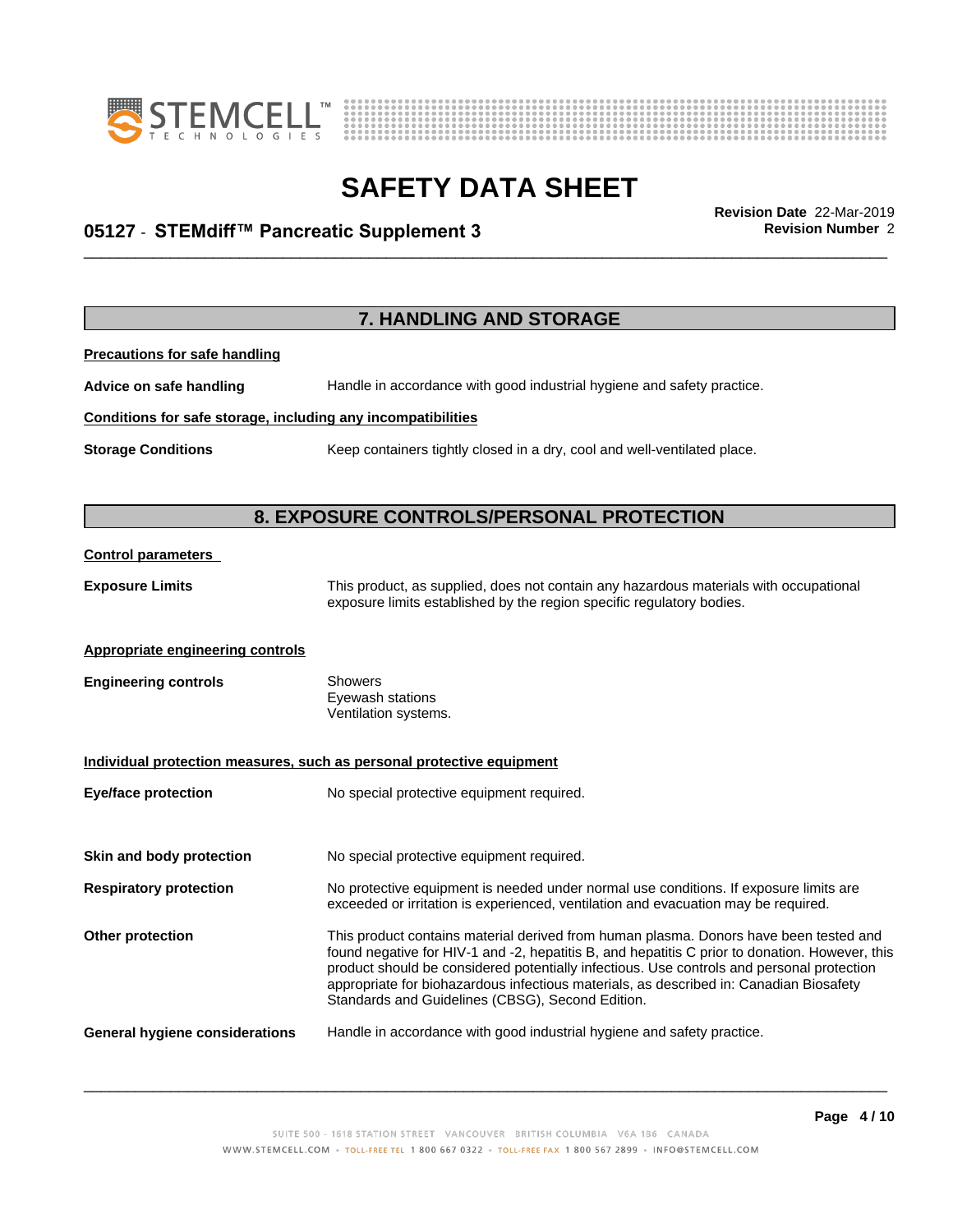# SAFETY DATA SHEET

## 05127 - STEMdiff™ Pancreatic Supplement 3

**Revision Date** 22-Mar-2019
**Revision Number** 2

## 7. HANDLING AND STORAGE

**Precautions for safe handling**

**Advice on safe handling** Handle in accordance with good industrial hygiene and safety practice.

**Conditions for safe storage, including any incompatibilities**

**Storage Conditions** Keep containers tightly closed in a dry, cool and well-ventilated place.

## 8. EXPOSURE CONTROLS/PERSONAL PROTECTION

**Control parameters**

**Exposure Limits** This product, as supplied, does not contain any hazardous materials with occupational exposure limits established by the region specific regulatory bodies.

**Appropriate engineering controls**

**Engineering controls**
Showers
Eyewash stations
Ventilation systems.

**Individual protection measures, such as personal protective equipment**

**Eye/face protection** No special protective equipment required.

**Skin and body protection** No special protective equipment required.

**Respiratory protection** No protective equipment is needed under normal use conditions. If exposure limits are exceeded or irritation is experienced, ventilation and evacuation may be required.

**Other protection** This product contains material derived from human plasma. Donors have been tested and found negative for HIV-1 and -2, hepatitis B, and hepatitis C prior to donation. However, this product should be considered potentially infectious. Use controls and personal protection appropriate for biohazardous infectious materials, as described in: Canadian Biosafety Standards and Guidelines (CBSG), Second Edition.

**General hygiene considerations** Handle in accordance with good industrial hygiene and safety practice.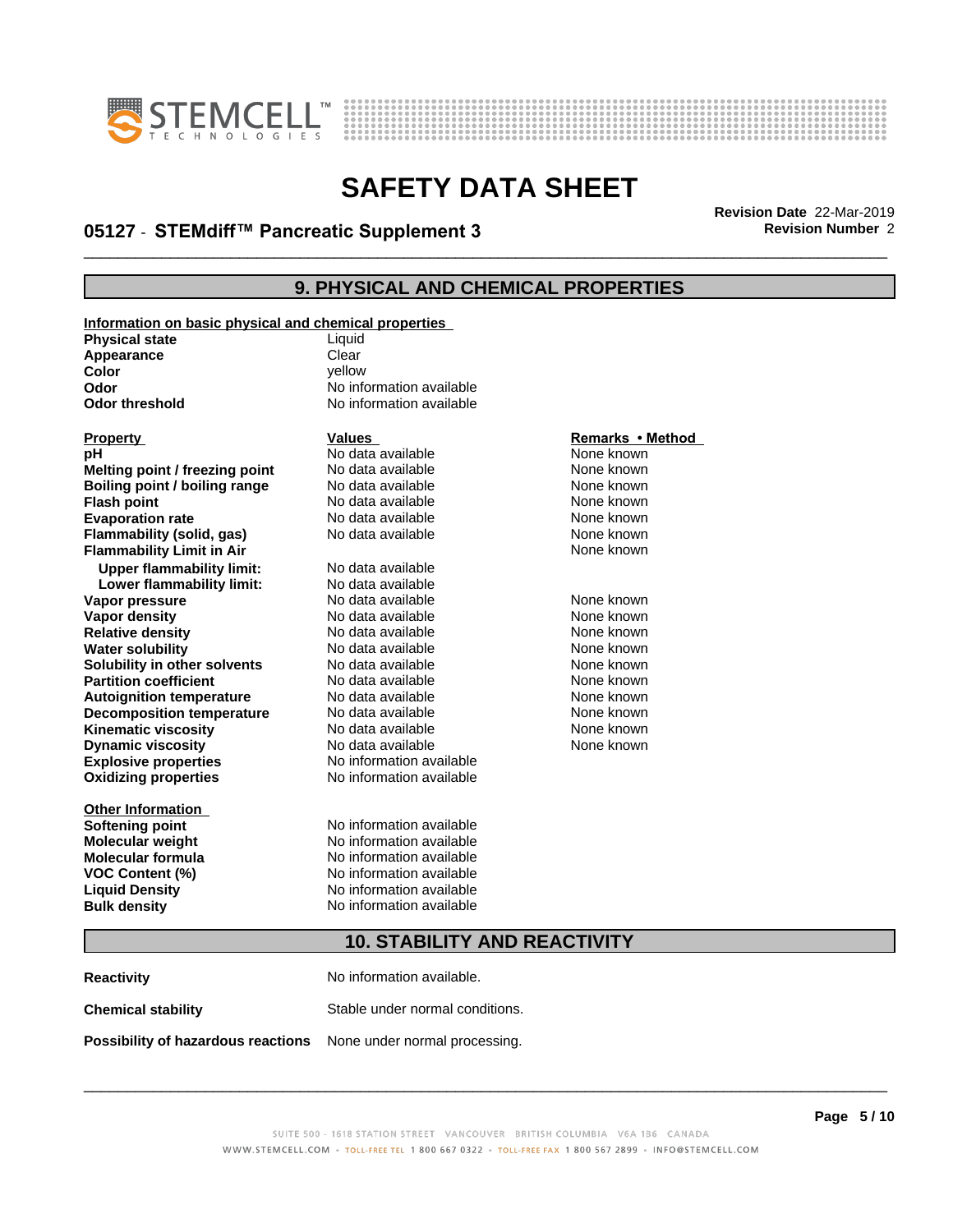## 9. PHYSICAL AND CHEMICAL PROPERTIES

**Information on basic physical and chemical properties**

| | |
|---|---|
| **Physical state** | Liquid |
| **Appearance** | Clear |
| **Color** | yellow |
| **Odor** | No information available |
| **Odor threshold** | No information available |

| Property | Values | Remarks • Method |
|---|---|---|
| **pH** | No data available | None known |
| **Melting point / freezing point** | No data available | None known |
| **Boiling point / boiling range** | No data available | None known |
| **Flash point** | No data available | None known |
| **Evaporation rate** | No data available | None known |
| **Flammability (solid, gas)** | No data available | None known |
| **Flammability Limit in Air** | | None known |
| **Upper flammability limit:** | No data available | |
| **Lower flammability limit:** | No data available | |
| **Vapor pressure** | No data available | None known |
| **Vapor density** | No data available | None known |
| **Relative density** | No data available | None known |
| **Water solubility** | No data available | None known |
| **Solubility in other solvents** | No data available | None known |
| **Partition coefficient** | No data available | None known |
| **Autoignition temperature** | No data available | None known |
| **Decomposition temperature** | No data available | None known |
| **Kinematic viscosity** | No data available | None known |
| **Dynamic viscosity** | No data available | None known |
| **Explosive properties** | No information available | |
| **Oxidizing properties** | No information available | |

**Other Information**

| | |
|---|---|
| **Softening point** | No information available |
| **Molecular weight** | No information available |
| **Molecular formula** | No information available |
| **VOC Content (%)** | No information available |
| **Liquid Density** | No information available |
| **Bulk density** | No information available |

## 10. STABILITY AND REACTIVITY

| | |
|---|---|
| **Reactivity** | No information available. |
| **Chemical stability** | Stable under normal conditions. |
| **Possibility of hazardous reactions** | None under normal processing. |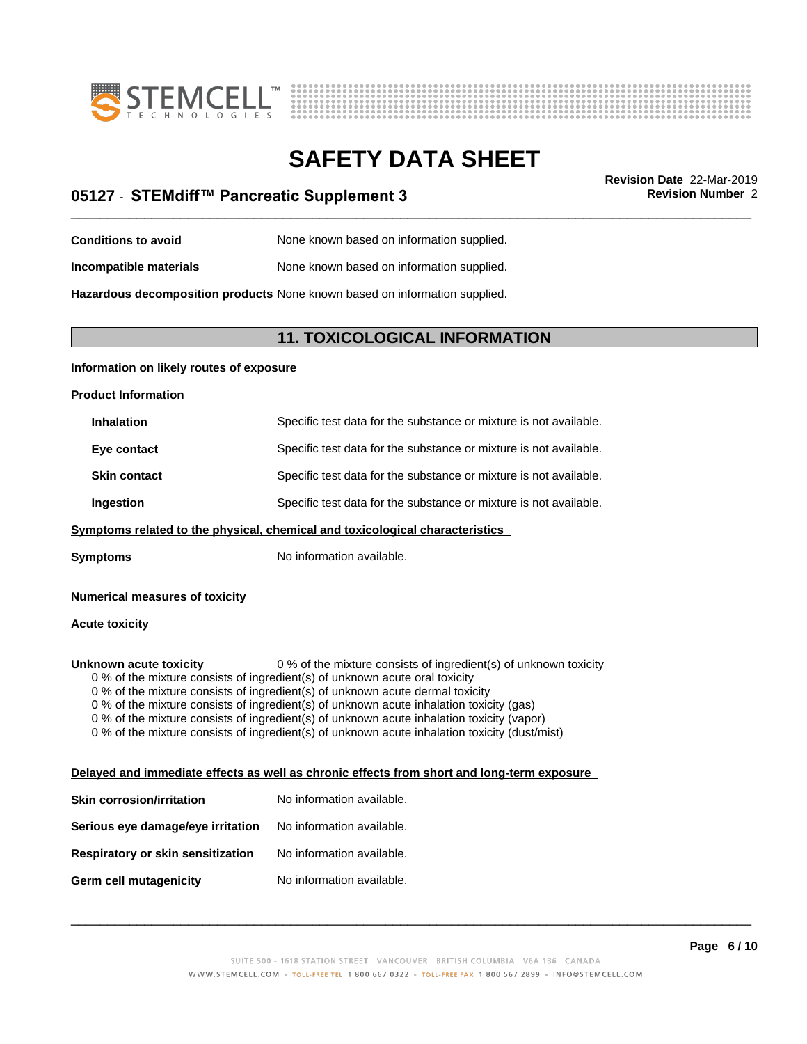| | |
|---|---|
| **Conditions to avoid** | None known based on information supplied. |
| **Incompatible materials** | None known based on information supplied. |
| **Hazardous decomposition products** | None known based on information supplied. |

## 11. TOXICOLOGICAL INFORMATION

**Information on likely routes of exposure**

**Product Information**

| | |
|---|---|
| **Inhalation** | Specific test data for the substance or mixture is not available. |
| **Eye contact** | Specific test data for the substance or mixture is not available. |
| **Skin contact** | Specific test data for the substance or mixture is not available. |
| **Ingestion** | Specific test data for the substance or mixture is not available. |

**Symptoms related to the physical, chemical and toxicological characteristics**

**Symptoms** No information available.

**Numerical measures of toxicity**

**Acute toxicity**

**Unknown acute toxicity** 0 % of the mixture consists of ingredient(s) of unknown toxicity

0 % of the mixture consists of ingredient(s) of unknown acute oral toxicity
0 % of the mixture consists of ingredient(s) of unknown acute dermal toxicity
0 % of the mixture consists of ingredient(s) of unknown acute inhalation toxicity (gas)
0 % of the mixture consists of ingredient(s) of unknown acute inhalation toxicity (vapor)
0 % of the mixture consists of ingredient(s) of unknown acute inhalation toxicity (dust/mist)

**Delayed and immediate effects as well as chronic effects from short and long-term exposure**

| | |
|---|---|
| **Skin corrosion/irritation** | No information available. |
| **Serious eye damage/eye irritation** | No information available. |
| **Respiratory or skin sensitization** | No information available. |
| **Germ cell mutagenicity** | No information available. |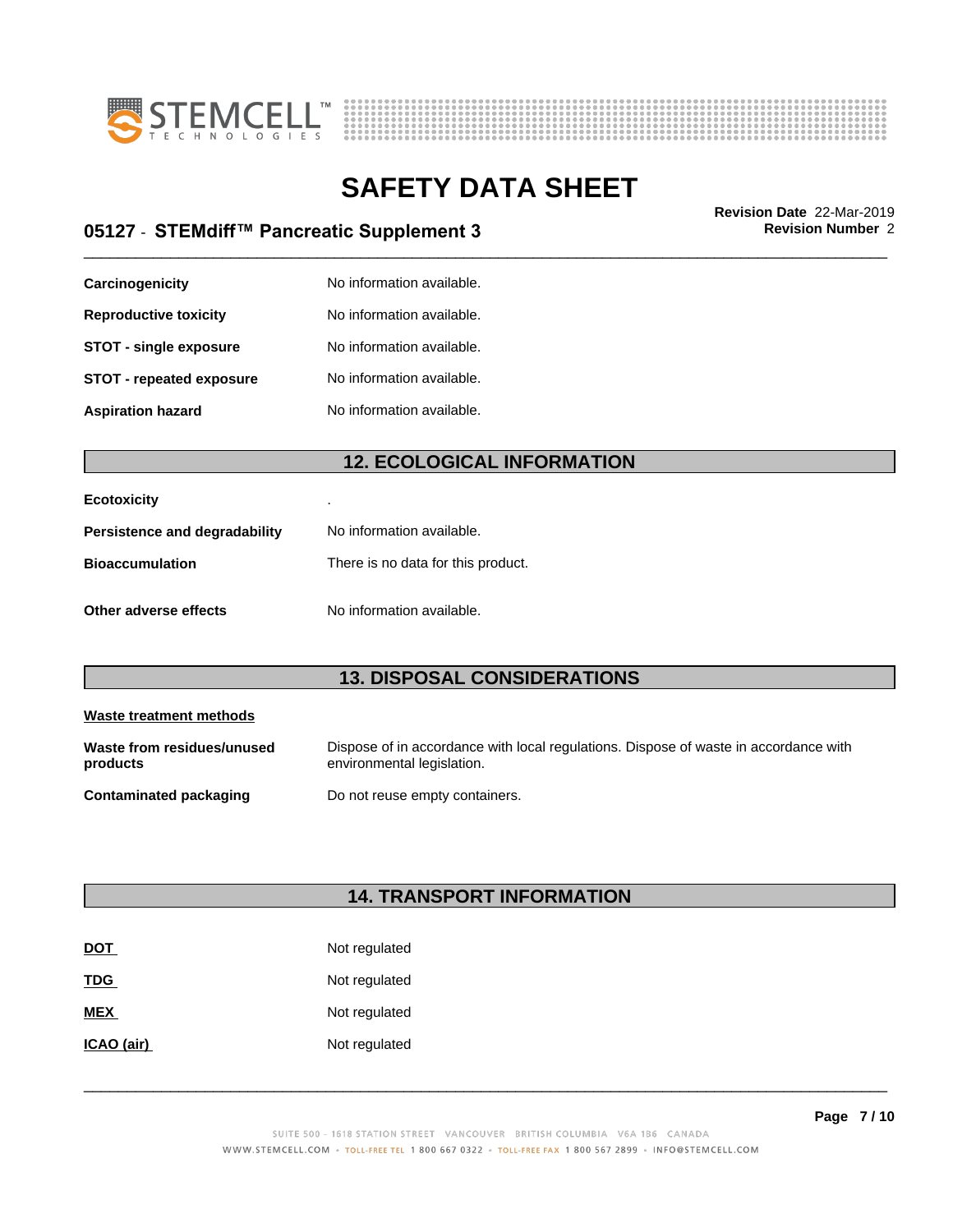| | |
|---|---|
| **Carcinogenicity** | No information available. |
| **Reproductive toxicity** | No information available. |
| **STOT - single exposure** | No information available. |
| **STOT - repeated exposure** | No information available. |
| **Aspiration hazard** | No information available. |

## 12. ECOLOGICAL INFORMATION

| | |
|---|---|
| **Ecotoxicity** | . |
| **Persistence and degradability** | No information available. |
| **Bioaccumulation** | There is no data for this product. |
| **Other adverse effects** | No information available. |

## 13. DISPOSAL CONSIDERATIONS

**Waste treatment methods**

| | |
|---|---|
| **Waste from residues/unused products** | Dispose of in accordance with local regulations. Dispose of waste in accordance with environmental legislation. |
| **Contaminated packaging** | Do not reuse empty containers. |

## 14. TRANSPORT INFORMATION

| | |
|---|---|
| **DOT** | Not regulated |
| **TDG** | Not regulated |
| **MEX** | Not regulated |
| **ICAO (air)** | Not regulated |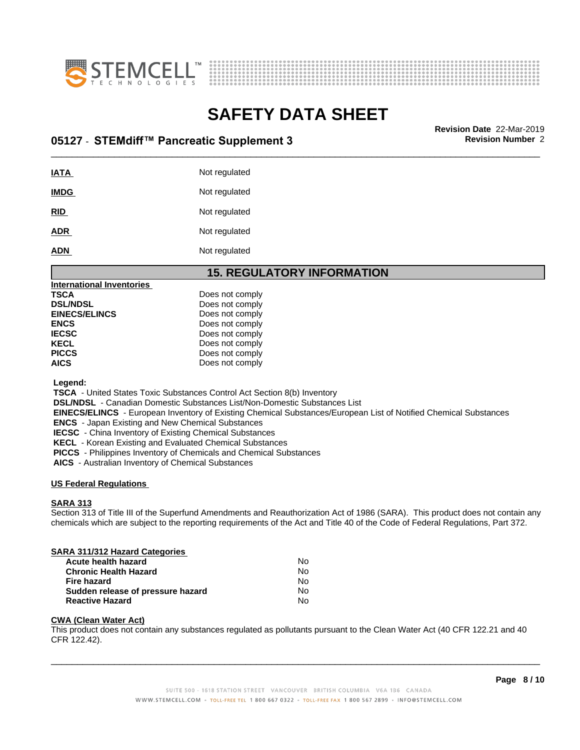| | |
|---|---|
| **IATA** | Not regulated |
| **IMDG** | Not regulated |
| **RID** | Not regulated |
| **ADR** | Not regulated |
| **ADN** | Not regulated |

## 15. REGULATORY INFORMATION

**International Inventories**

| | |
|---|---|
| **TSCA** | Does not comply |
| **DSL/NDSL** | Does not comply |
| **EINECS/ELINCS** | Does not comply |
| **ENCS** | Does not comply |
| **IECSC** | Does not comply |
| **KECL** | Does not comply |
| **PICCS** | Does not comply |
| **AICS** | Does not comply |

**Legend:**
**TSCA** - United States Toxic Substances Control Act Section 8(b) Inventory
**DSL/NDSL** - Canadian Domestic Substances List/Non-Domestic Substances List
**EINECS/ELINCS** - European Inventory of Existing Chemical Substances/European List of Notified Chemical Substances
**ENCS** - Japan Existing and New Chemical Substances
**IECSC** - China Inventory of Existing Chemical Substances
**KECL** - Korean Existing and Evaluated Chemical Substances
**PICCS** - Philippines Inventory of Chemicals and Chemical Substances
**AICS** - Australian Inventory of Chemical Substances

**US Federal Regulations**

**SARA 313**
Section 313 of Title III of the Superfund Amendments and Reauthorization Act of 1986 (SARA). This product does not contain any chemicals which are subject to the reporting requirements of the Act and Title 40 of the Code of Federal Regulations, Part 372.

**SARA 311/312 Hazard Categories**

| | |
|---|---|
| **Acute health hazard** | No |
| **Chronic Health Hazard** | No |
| **Fire hazard** | No |
| **Sudden release of pressure hazard** | No |
| **Reactive Hazard** | No |

**CWA (Clean Water Act)**
This product does not contain any substances regulated as pollutants pursuant to the Clean Water Act (40 CFR 122.21 and 40 CFR 122.42).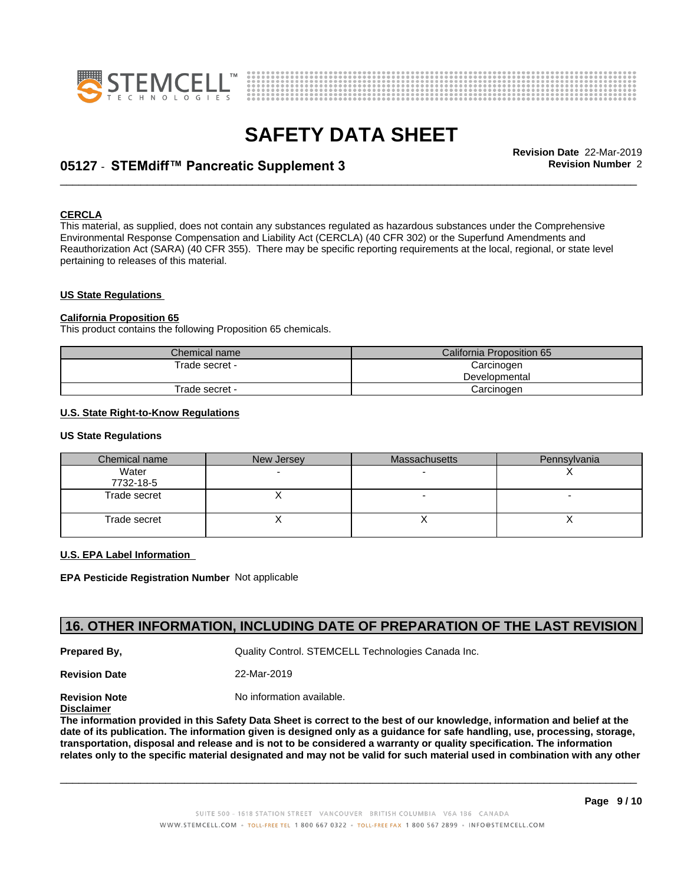**CERCLA**

This material, as supplied, does not contain any substances regulated as hazardous substances under the Comprehensive Environmental Response Compensation and Liability Act (CERCLA) (40 CFR 302) or the Superfund Amendments and Reauthorization Act (SARA) (40 CFR 355). There may be specific reporting requirements at the local, regional, or state level pertaining to releases of this material.

**US State Regulations**

**California Proposition 65**

This product contains the following Proposition 65 chemicals.

| Chemical name | California Proposition 65 |
|---|---|
| Trade secret - | Carcinogen<br>Developmental |
| Trade secret - | Carcinogen |

**U.S. State Right-to-Know Regulations**

**US State Regulations**

| Chemical name | New Jersey | Massachusetts | Pennsylvania |
|---|---|---|---|
| Water<br>7732-18-5 | - | - | X |
| Trade secret | X | - | - |
| Trade secret | X | X | X |

**U.S. EPA Label Information**

**EPA Pesticide Registration Number** Not applicable

## 16. OTHER INFORMATION, INCLUDING DATE OF PREPARATION OF THE LAST REVISION

**Prepared By,** Quality Control. STEMCELL Technologies Canada Inc.

**Revision Date** 22-Mar-2019

**Revision Note** No information available.

**Disclaimer**

**The information provided in this Safety Data Sheet is correct to the best of our knowledge, information and belief at the date of its publication. The information given is designed only as a guidance for safe handling, use, processing, storage, transportation, disposal and release and is not to be considered a warranty or quality specification. The information relates only to the specific material designated and may not be valid for such material used in combination with any other**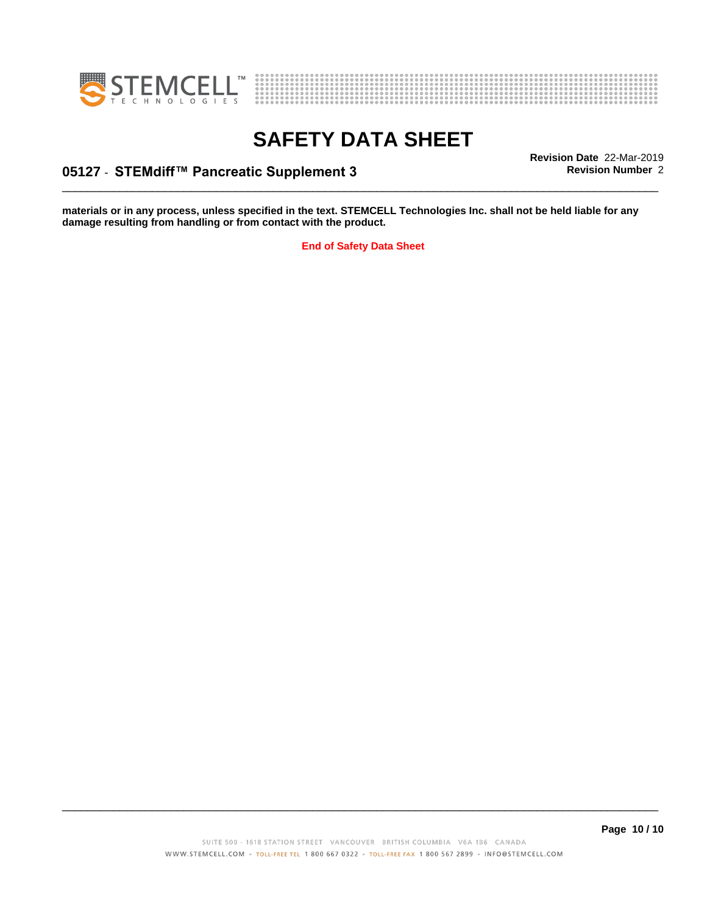**materials or in any process, unless specified in the text. STEMCELL Technologies Inc. shall not be held liable for any damage resulting from handling or from contact with the product.**

**End of Safety Data Sheet**